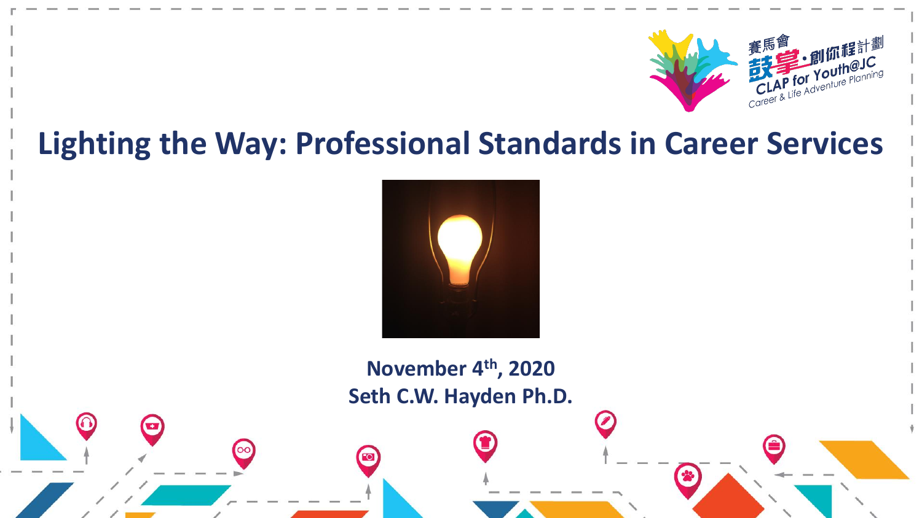賽馬會鼓掌·創你程計劃

CLAP for Youth@JC

Career & Life Adventure Planning

# Lighting the Way: Professional Standards in Career Services

**November 4th, 2020**
**Seth C.W. Hayden Ph.D.**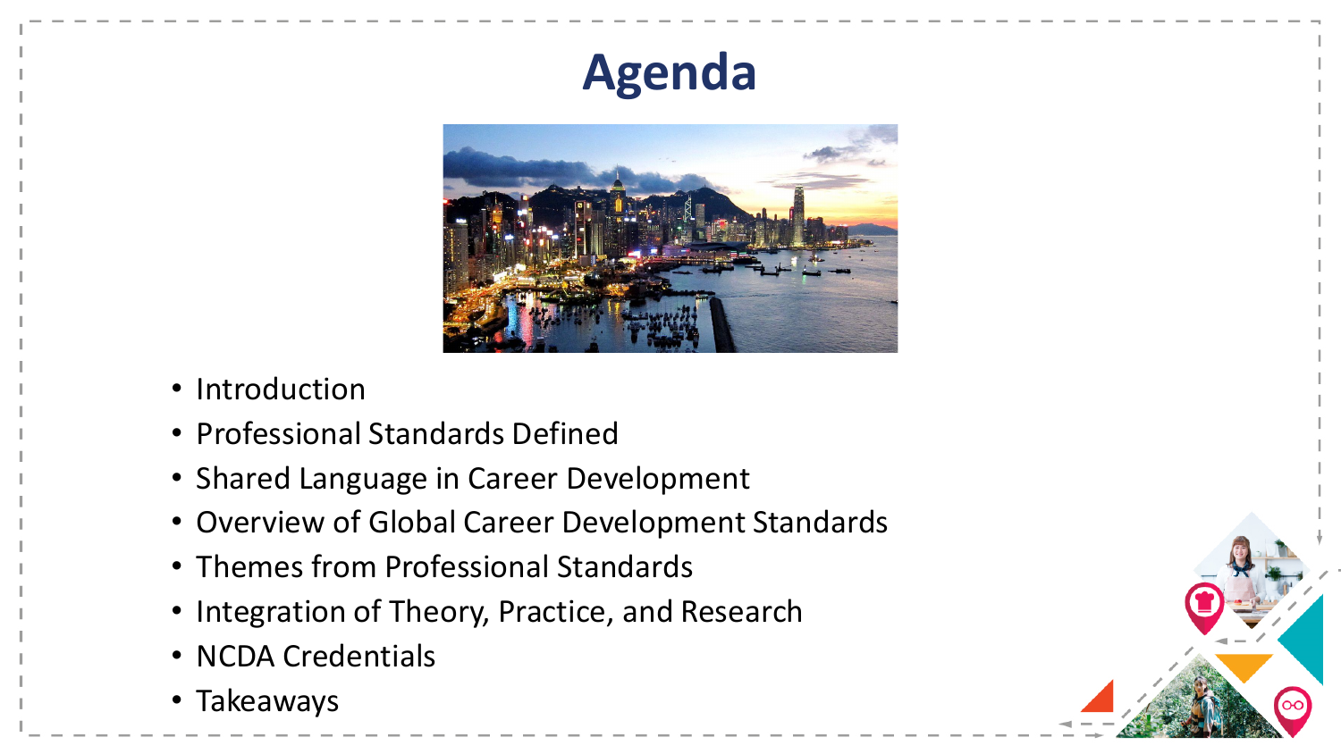# Agenda

- Introduction
- Professional Standards Defined
- Shared Language in Career Development
- Overview of Global Career Development Standards
- Themes from Professional Standards
- Integration of Theory, Practice, and Research
- NCDA Credentials
- Takeaways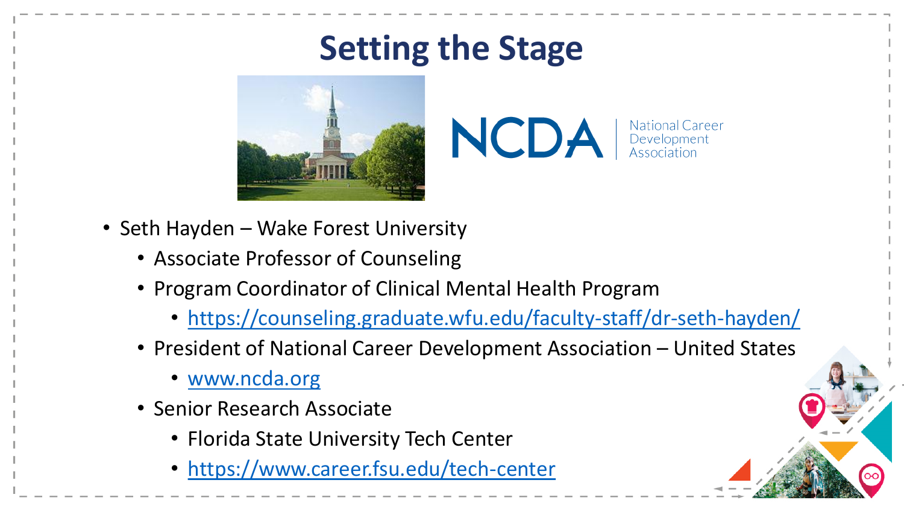# Setting the Stage

NCDA | National Career Development Association

- Seth Hayden – Wake Forest University
  - Associate Professor of Counseling
  - Program Coordinator of Clinical Mental Health Program
    - https://counseling.graduate.wfu.edu/faculty-staff/dr-seth-hayden/
  - President of National Career Development Association – United States
    - www.ncda.org
  - Senior Research Associate
    - Florida State University Tech Center
    - https://www.career.fsu.edu/tech-center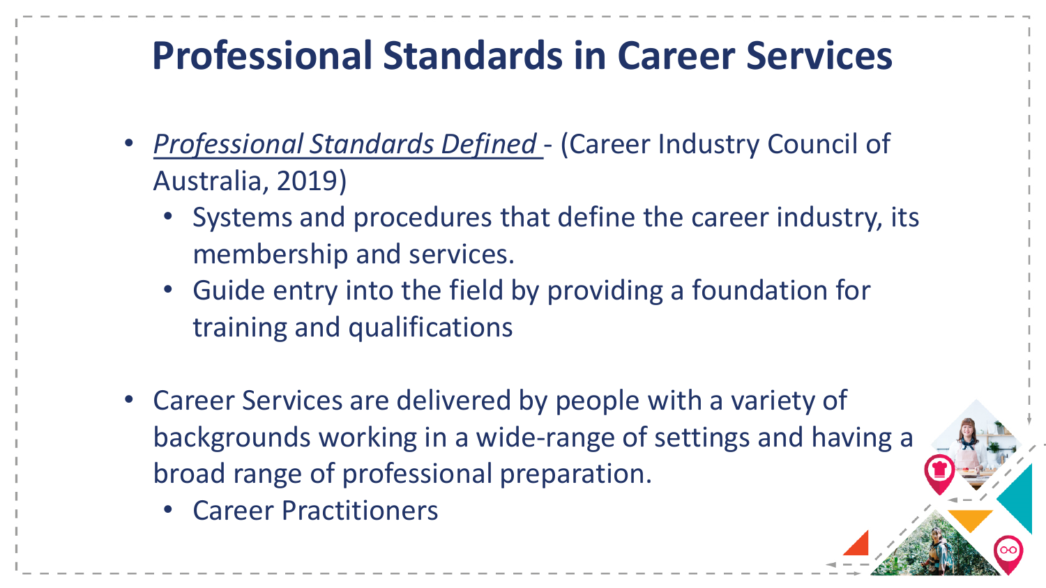# Professional Standards in Career Services

- *Professional Standards Defined* - (Career Industry Council of Australia, 2019)
  - Systems and procedures that define the career industry, its membership and services.
  - Guide entry into the field by providing a foundation for training and qualifications

- Career Services are delivered by people with a variety of backgrounds working in a wide-range of settings and having a broad range of professional preparation.
  - Career Practitioners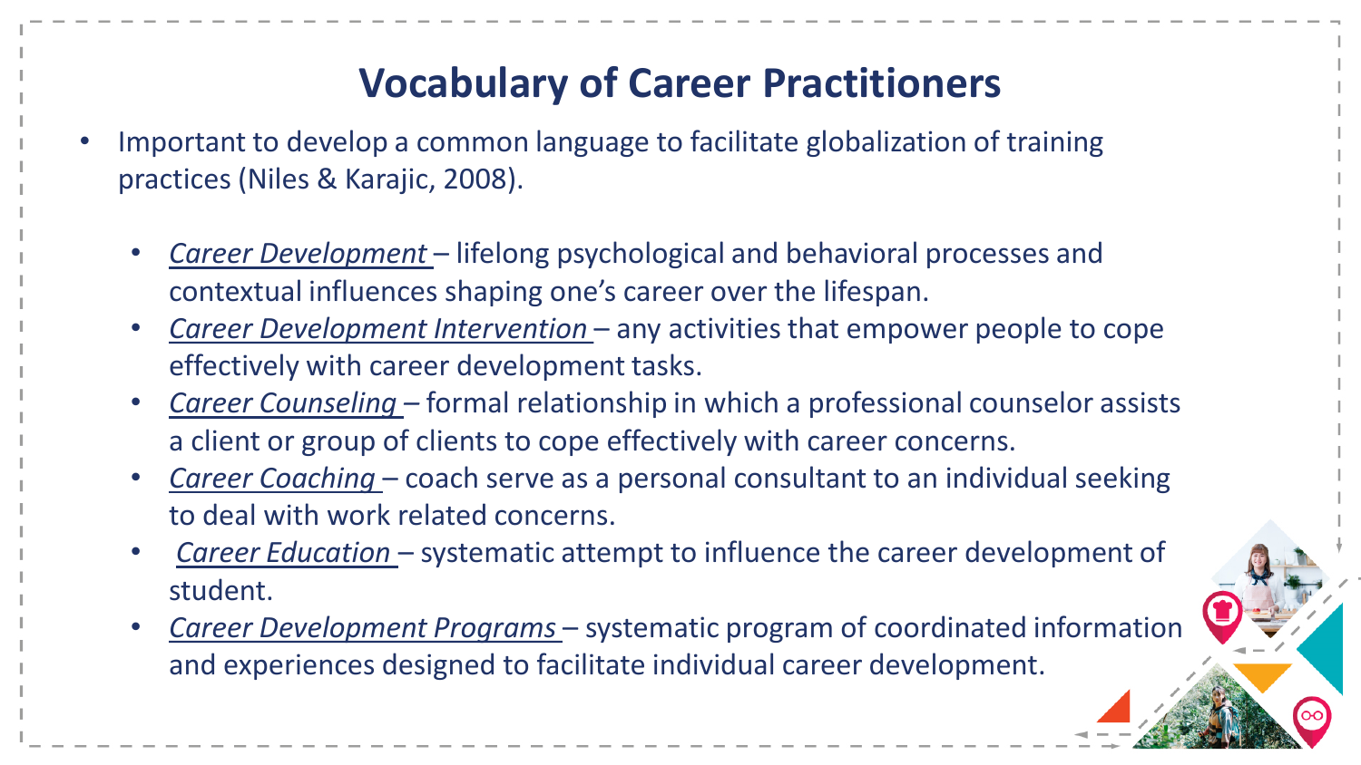# Vocabulary of Career Practitioners

- Important to develop a common language to facilitate globalization of training practices (Niles & Karajic, 2008).
  - *Career Development* – lifelong psychological and behavioral processes and contextual influences shaping one's career over the lifespan.
  - *Career Development Intervention* – any activities that empower people to cope effectively with career development tasks.
  - *Career Counseling* – formal relationship in which a professional counselor assists a client or group of clients to cope effectively with career concerns.
  - *Career Coaching* – coach serve as a personal consultant to an individual seeking to deal with work related concerns.
  - *Career Education* – systematic attempt to influence the career development of student.
  - *Career Development Programs* – systematic program of coordinated information and experiences designed to facilitate individual career development.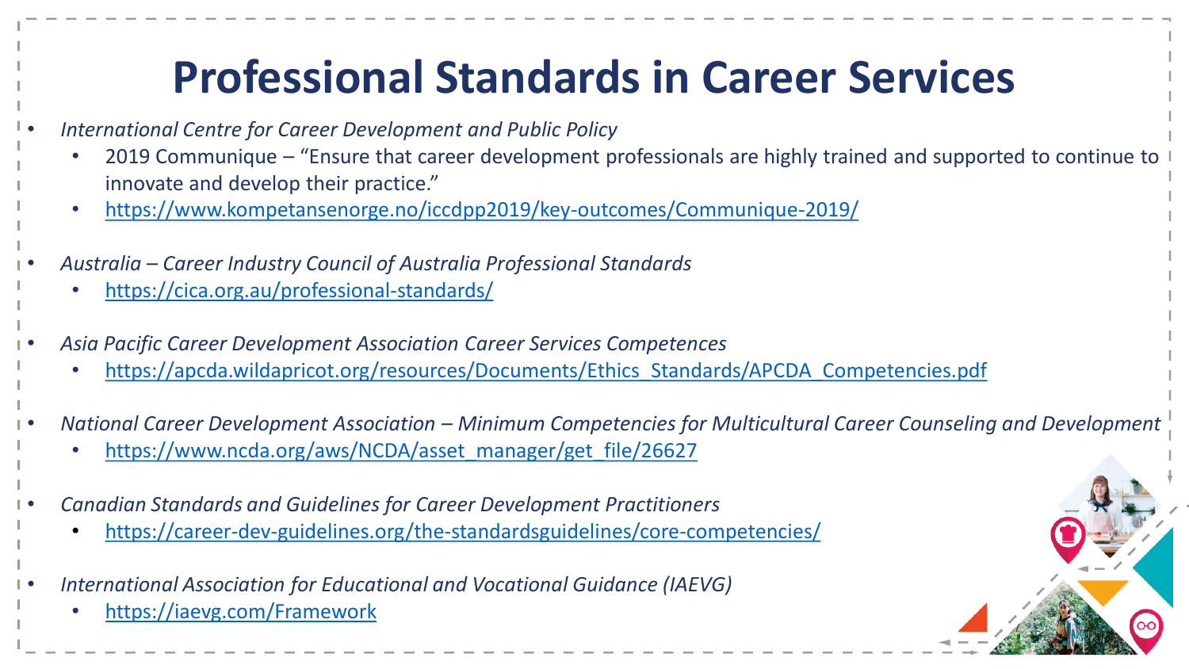# Professional Standards in Career Services

- *International Centre for Career Development and Public Policy*
  - 2019 Communique – "Ensure that career development professionals are highly trained and supported to continue to innovate and develop their practice."
  - https://www.kompetansenorge.no/iccdpp2019/key-outcomes/Communique-2019/

- *Australia – Career Industry Council of Australia Professional Standards*
  - https://cica.org.au/professional-standards/

- *Asia Pacific Career Development Association Career Services Competences*
  - https://apcda.wildapricot.org/resources/Documents/Ethics_Standards/APCDA_Competencies.pdf

- *National Career Development Association – Minimum Competencies for Multicultural Career Counseling and Development*
  - https://www.ncda.org/aws/NCDA/asset_manager/get_file/26627

- *Canadian Standards and Guidelines for Career Development Practitioners*
  - https://career-dev-guidelines.org/the-standardsguidelines/core-competencies/

- *International Association for Educational and Vocational Guidance (IAEVG)*
  - https://iaevg.com/Framework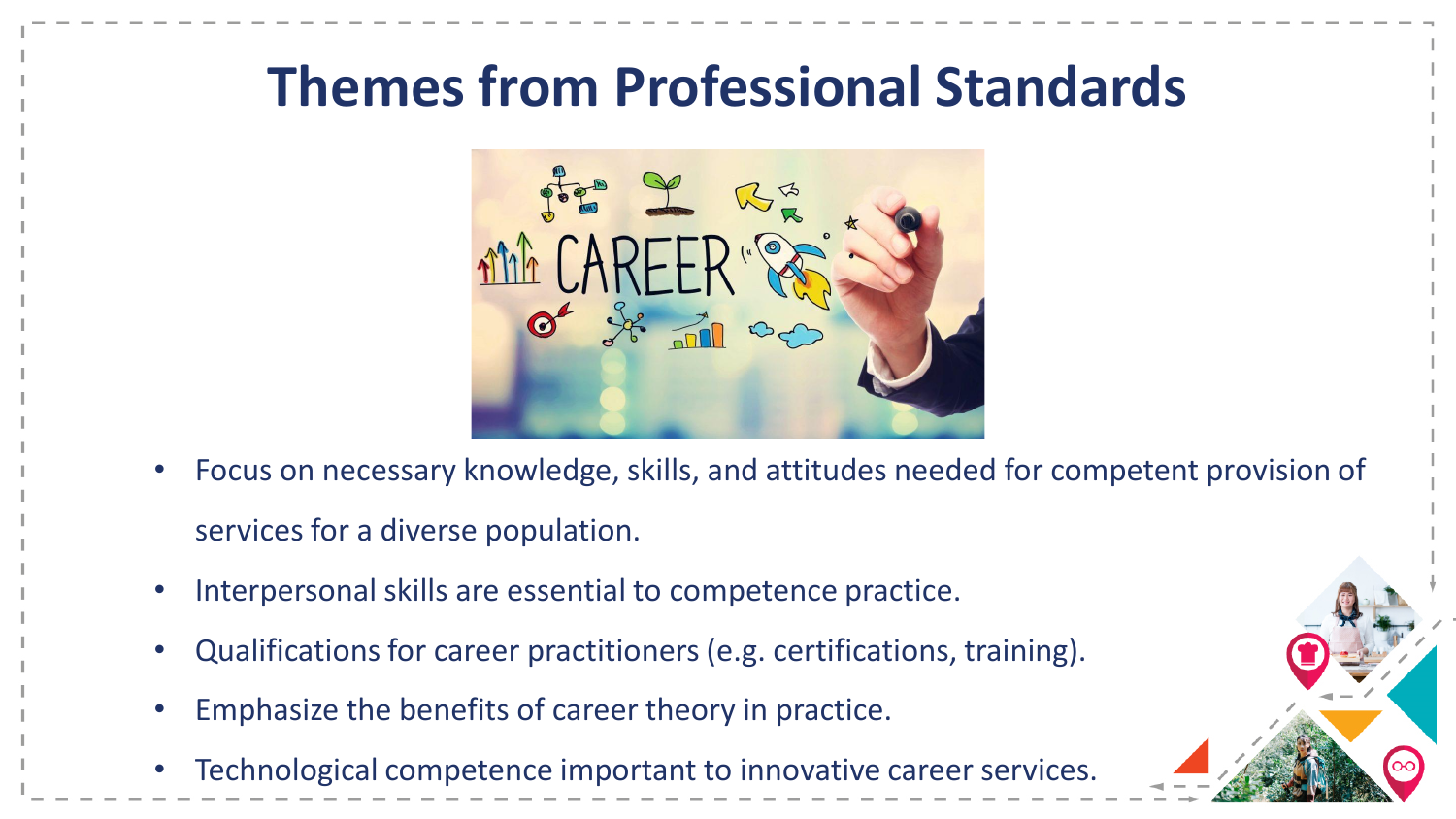# Themes from Professional Standards

- Focus on necessary knowledge, skills, and attitudes needed for competent provision of services for a diverse population.
- Interpersonal skills are essential to competence practice.
- Qualifications for career practitioners (e.g. certifications, training).
- Emphasize the benefits of career theory in practice.
- Technological competence important to innovative career services.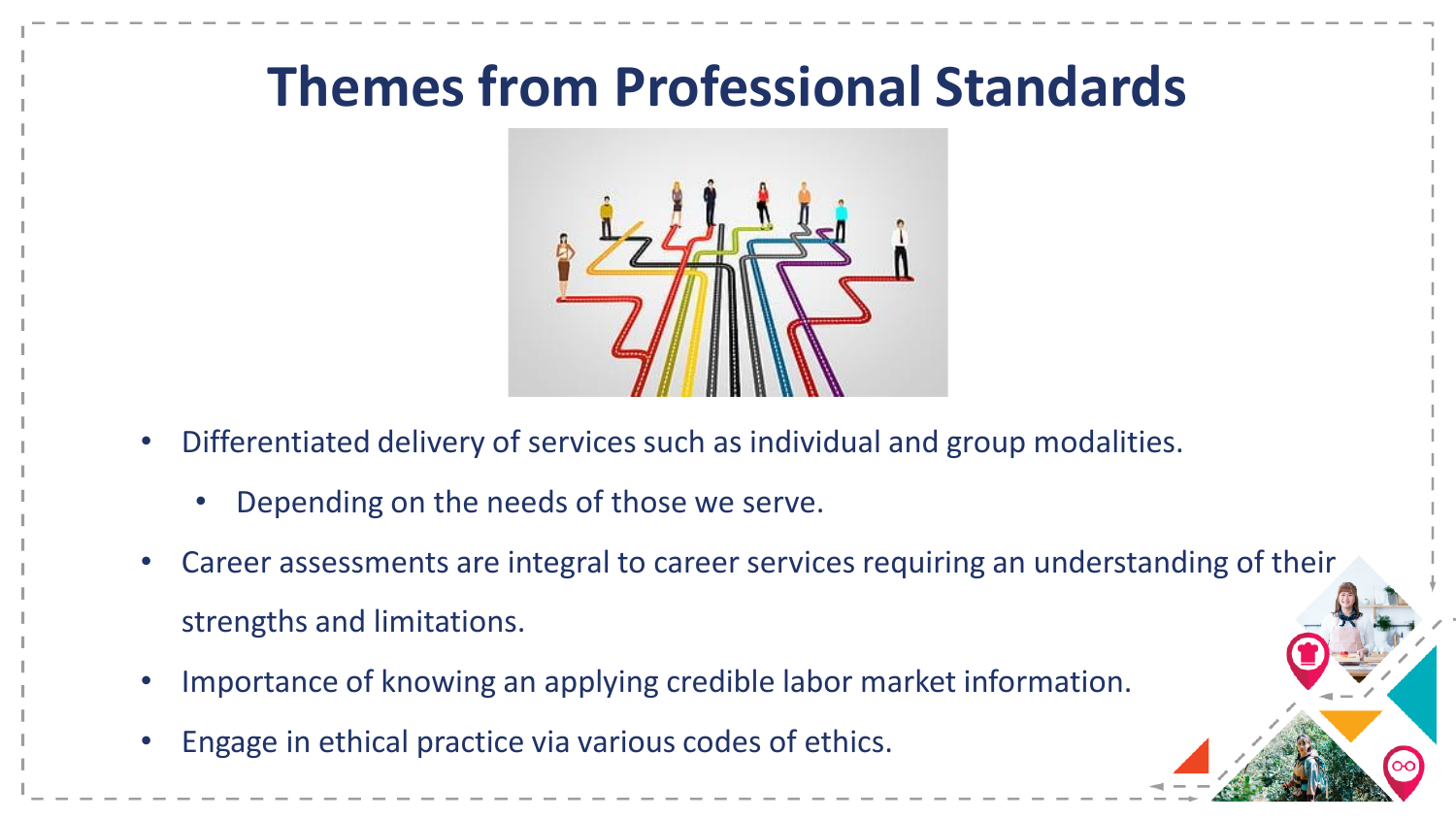# Themes from Professional Standards

- Differentiated delivery of services such as individual and group modalities.
  - Depending on the needs of those we serve.
- Career assessments are integral to career services requiring an understanding of their strengths and limitations.
- Importance of knowing an applying credible labor market information.
- Engage in ethical practice via various codes of ethics.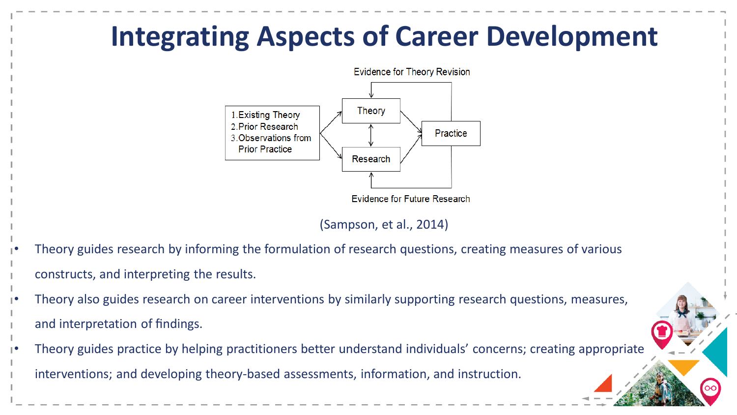# Integrating Aspects of Career Development

Evidence for Theory Revision

1. Existing Theory
2. Prior Research
3. Observations from Prior Practice

Theory

Research

Practice

Evidence for Future Research

(Sampson, et al., 2014)

- Theory guides research by informing the formulation of research questions, creating measures of various constructs, and interpreting the results.
- Theory also guides research on career interventions by similarly supporting research questions, measures, and interpretation of findings.
- Theory guides practice by helping practitioners better understand individuals' concerns; creating appropriate interventions; and developing theory-based assessments, information, and instruction.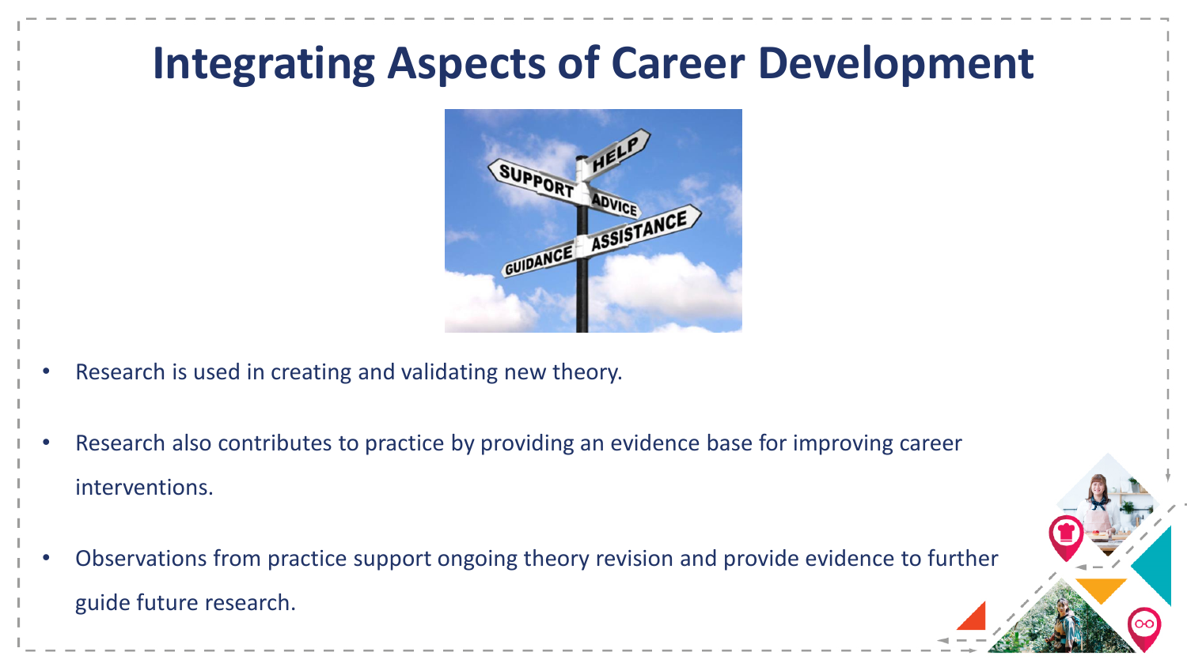# Integrating Aspects of Career Development

- Research is used in creating and validating new theory.
- Research also contributes to practice by providing an evidence base for improving career interventions.
- Observations from practice support ongoing theory revision and provide evidence to further guide future research.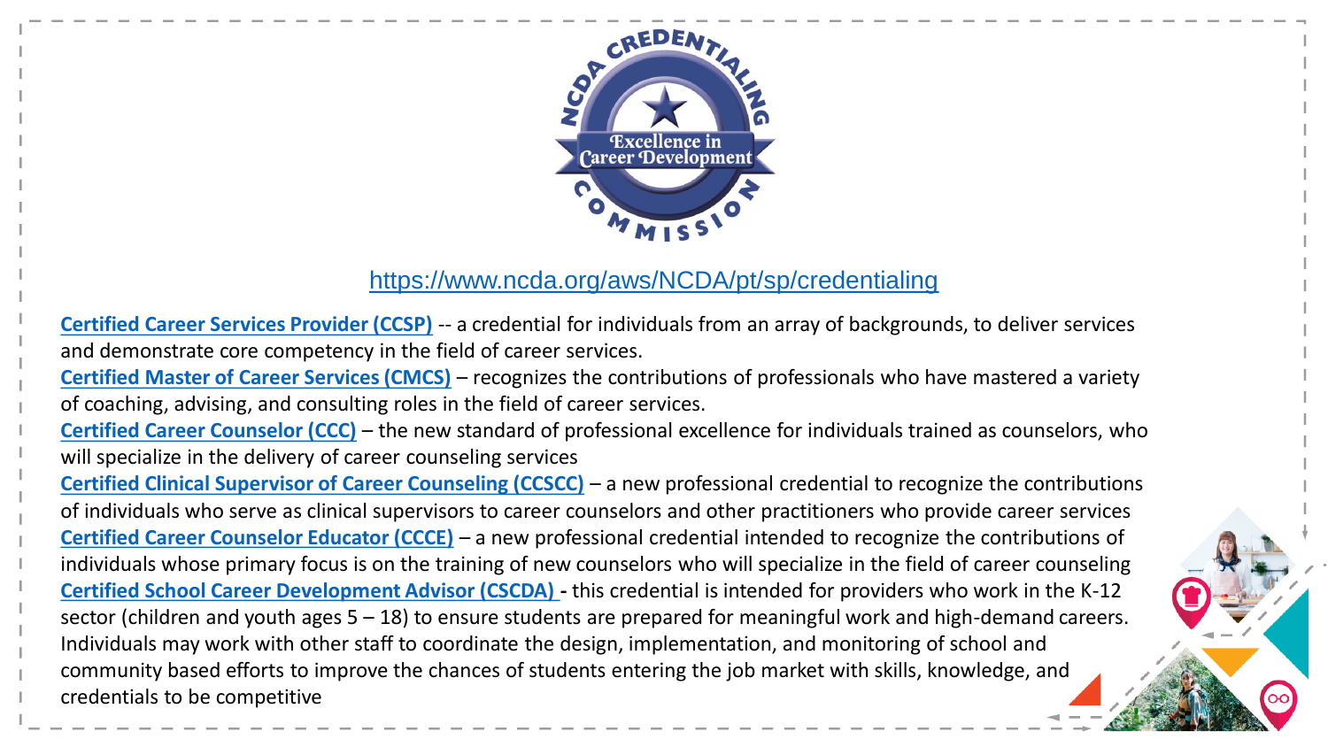https://www.ncda.org/aws/NCDA/pt/sp/credentialing

**Certified Career Services Provider (CCSP)** -- a credential for individuals from an array of backgrounds, to deliver services and demonstrate core competency in the field of career services.

**Certified Master of Career Services (CMCS)** – recognizes the contributions of professionals who have mastered a variety of coaching, advising, and consulting roles in the field of career services.

**Certified Career Counselor (CCC)** – the new standard of professional excellence for individuals trained as counselors, who will specialize in the delivery of career counseling services

**Certified Clinical Supervisor of Career Counseling (CCSCC)** – a new professional credential to recognize the contributions of individuals who serve as clinical supervisors to career counselors and other practitioners who provide career services

**Certified Career Counselor Educator (CCCE)** – a new professional credential intended to recognize the contributions of individuals whose primary focus is on the training of new counselors who will specialize in the field of career counseling

**Certified School Career Development Advisor (CSCDA)** - this credential is intended for providers who work in the K-12 sector (children and youth ages 5 – 18) to ensure students are prepared for meaningful work and high-demand careers. Individuals may work with other staff to coordinate the design, implementation, and monitoring of school and community based efforts to improve the chances of students entering the job market with skills, knowledge, and credentials to be competitive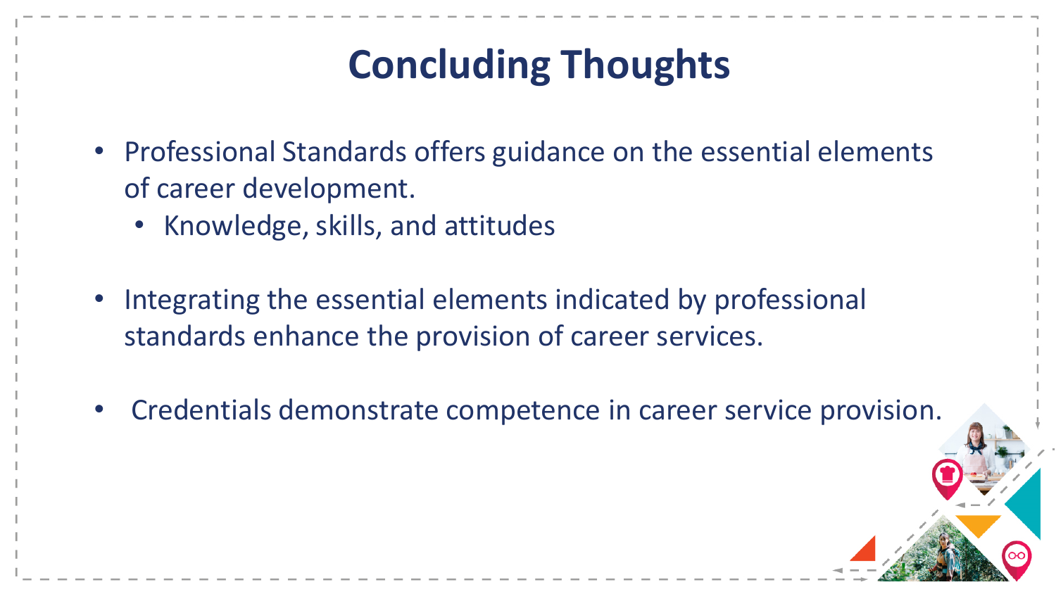# Concluding Thoughts

- Professional Standards offers guidance on the essential elements of career development.
  - Knowledge, skills, and attitudes
- Integrating the essential elements indicated by professional standards enhance the provision of career services.
- Credentials demonstrate competence in career service provision.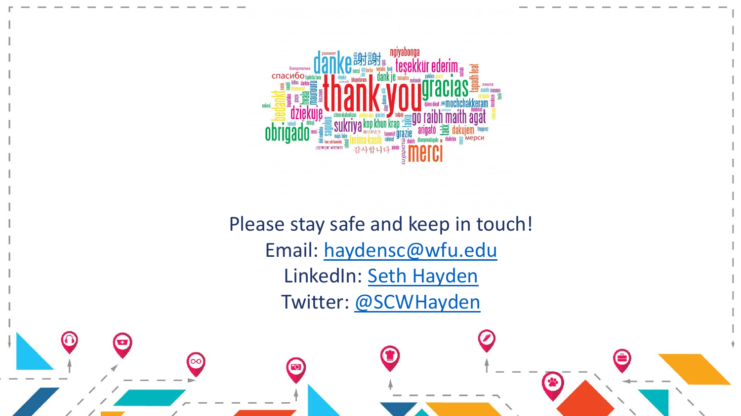Please stay safe and keep in touch!

Email: haydensc@wfu.edu

LinkedIn: Seth Hayden

Twitter: @SCWHayden